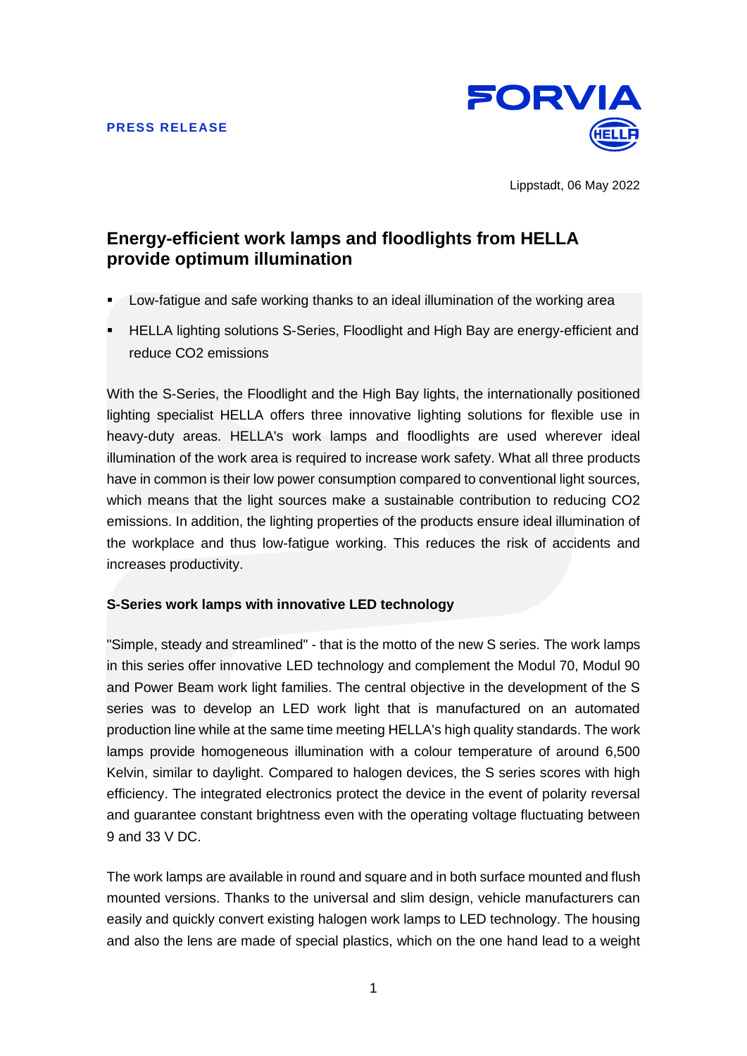**PRESS RELEASE**

Lippstadt, 06 May 2022

# Energy-efficient work lamps and floodlights from HELLA provide optimum illumination

- Low-fatigue and safe working thanks to an ideal illumination of the working area
- HELLA lighting solutions S-Series, Floodlight and High Bay are energy-efficient and reduce $CO_2$ emissions

With the S-Series, the Floodlight and the High Bay lights, the internationally positioned lighting specialist HELLA offers three innovative lighting solutions for flexible use in heavy-duty areas. HELLA's work lamps and floodlights are used wherever ideal illumination of the work area is required to increase work safety. What all three products have in common is their low power consumption compared to conventional light sources, which means that the light sources make a sustainable contribution to reducing $CO_2$ emissions. In addition, the lighting properties of the products ensure ideal illumination of the workplace and thus low-fatigue working. This reduces the risk of accidents and increases productivity.

**S-Series work lamps with innovative LED technology**

"Simple, steady and streamlined" - that is the motto of the new S series. The work lamps in this series offer innovative LED technology and complement the Modul 70, Modul 90 and Power Beam work light families. The central objective in the development of the S series was to develop an LED work light that is manufactured on an automated production line while at the same time meeting HELLA's high quality standards. The work lamps provide homogeneous illumination with a colour temperature of around 6,500 Kelvin, similar to daylight. Compared to halogen devices, the S series scores with high efficiency. The integrated electronics protect the device in the event of polarity reversal and guarantee constant brightness even with the operating voltage fluctuating between 9 and 33 V DC.

The work lamps are available in round and square and in both surface mounted and flush mounted versions. Thanks to the universal and slim design, vehicle manufacturers can easily and quickly convert existing halogen work lamps to LED technology. The housing and also the lens are made of special plastics, which on the one hand lead to a weight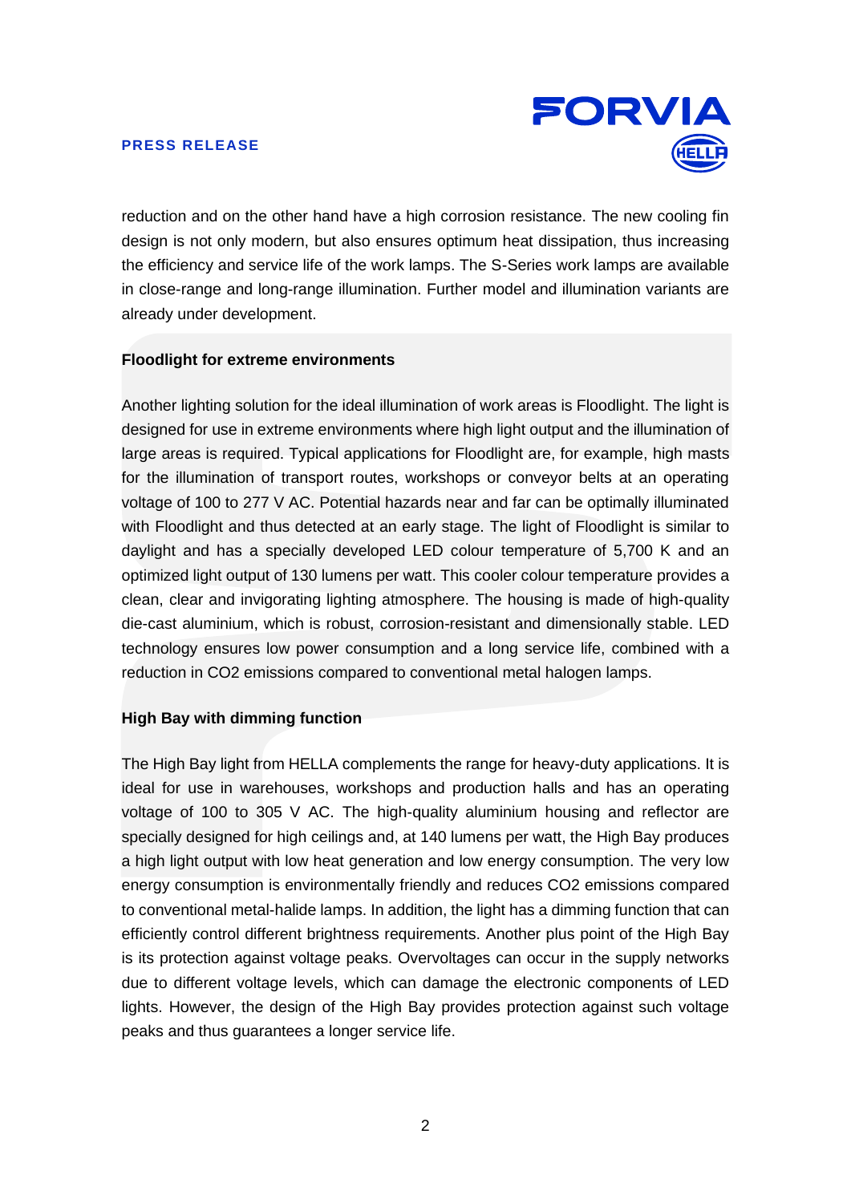reduction and on the other hand have a high corrosion resistance. The new cooling fin design is not only modern, but also ensures optimum heat dissipation, thus increasing the efficiency and service life of the work lamps. The S-Series work lamps are available in close-range and long-range illumination. Further model and illumination variants are already under development.

**Floodlight for extreme environments**

Another lighting solution for the ideal illumination of work areas is Floodlight. The light is designed for use in extreme environments where high light output and the illumination of large areas is required. Typical applications for Floodlight are, for example, high masts for the illumination of transport routes, workshops or conveyor belts at an operating voltage of 100 to 277 V AC. Potential hazards near and far can be optimally illuminated with Floodlight and thus detected at an early stage. The light of Floodlight is similar to daylight and has a specially developed LED colour temperature of 5,700 K and an optimized light output of 130 lumens per watt. This cooler colour temperature provides a clean, clear and invigorating lighting atmosphere. The housing is made of high-quality die-cast aluminium, which is robust, corrosion-resistant and dimensionally stable. LED technology ensures low power consumption and a long service life, combined with a reduction in $CO_2$ emissions compared to conventional metal halogen lamps.

**High Bay with dimming function**

The High Bay light from HELLA complements the range for heavy-duty applications. It is ideal for use in warehouses, workshops and production halls and has an operating voltage of 100 to 305 V AC. The high-quality aluminium housing and reflector are specially designed for high ceilings and, at 140 lumens per watt, the High Bay produces a high light output with low heat generation and low energy consumption. The very low energy consumption is environmentally friendly and reduces $CO_2$ emissions compared to conventional metal-halide lamps. In addition, the light has a dimming function that can efficiently control different brightness requirements. Another plus point of the High Bay is its protection against voltage peaks. Overvoltages can occur in the supply networks due to different voltage levels, which can damage the electronic components of LED lights. However, the design of the High Bay provides protection against such voltage peaks and thus guarantees a longer service life.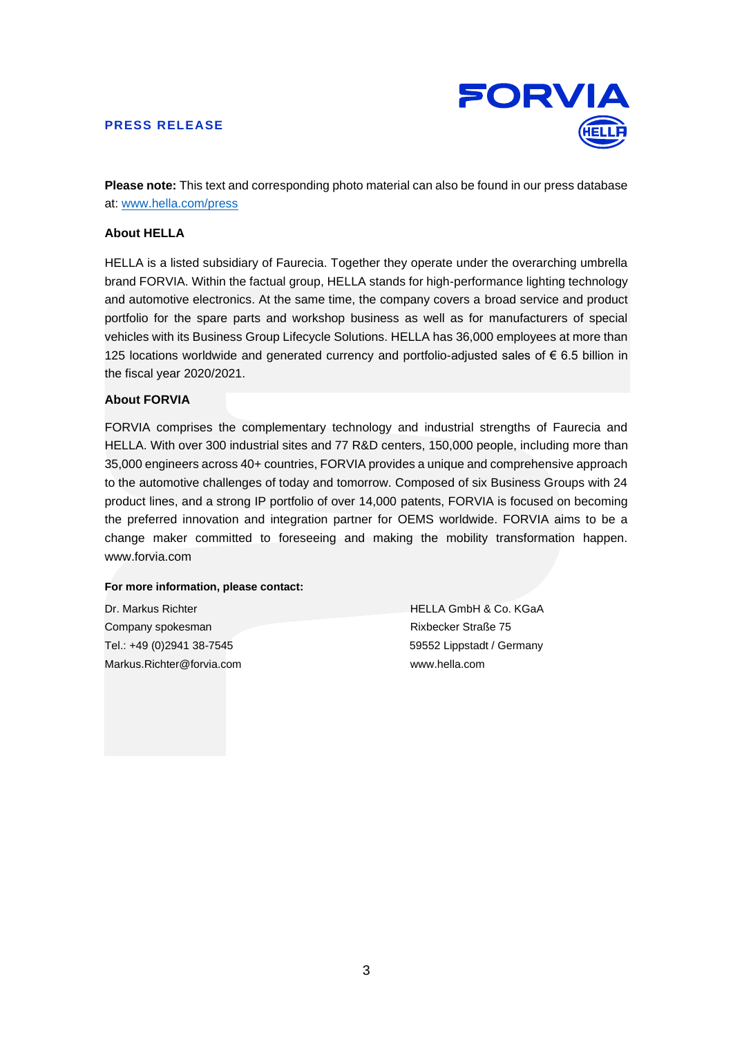**PRESS RELEASE**

**Please note:** This text and corresponding photo material can also be found in our press database at: [www.hella.com/press](www.hella.com/press)

**About HELLA**

HELLA is a listed subsidiary of Faurecia. Together they operate under the overarching umbrella brand FORVIA. Within the factual group, HELLA stands for high-performance lighting technology and automotive electronics. At the same time, the company covers a broad service and product portfolio for the spare parts and workshop business as well as for manufacturers of special vehicles with its Business Group Lifecycle Solutions. HELLA has 36,000 employees at more than 125 locations worldwide and generated currency and portfolio-adjusted sales of € 6.5 billion in the fiscal year 2020/2021.

**About FORVIA**

FORVIA comprises the complementary technology and industrial strengths of Faurecia and HELLA. With over 300 industrial sites and 77 R&D centers, 150,000 people, including more than 35,000 engineers across 40+ countries, FORVIA provides a unique and comprehensive approach to the automotive challenges of today and tomorrow. Composed of six Business Groups with 24 product lines, and a strong IP portfolio of over 14,000 patents, FORVIA is focused on becoming the preferred innovation and integration partner for OEMS worldwide. FORVIA aims to be a change maker committed to foreseeing and making the mobility transformation happen. www.forvia.com

**For more information, please contact:**

Dr. Markus Richter
Company spokesman
Tel.: +49 (0)2941 38-7545
Markus.Richter@forvia.com

HELLA GmbH & Co. KGaA
Rixbecker Straße 75
59552 Lippstadt / Germany
www.hella.com